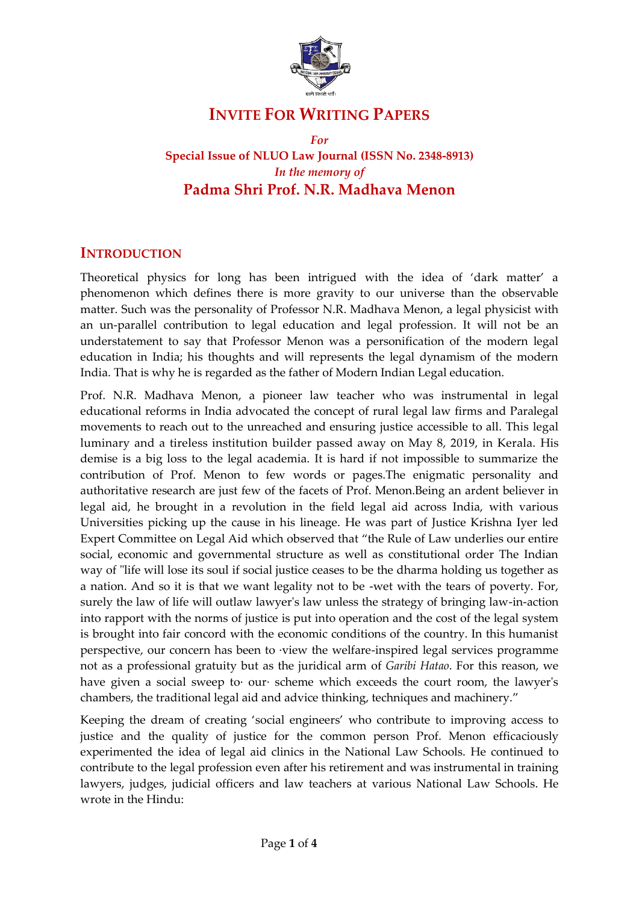# INVITE FOR WRITING PAPERS

*For*

**Special Issue of NLUO Law Journal (ISSN No. 2348-8913)**

*In the memory of*

**Padma Shri Prof. N.R. Madhava Menon**

## INTRODUCTION

Theoretical physics for long has been intrigued with the idea of 'dark matter' a phenomenon which defines there is more gravity to our universe than the observable matter. Such was the personality of Professor N.R. Madhava Menon, a legal physicist with an un-parallel contribution to legal education and legal profession. It will not be an understatement to say that Professor Menon was a personification of the modern legal education in India; his thoughts and will represents the legal dynamism of the modern India. That is why he is regarded as the father of Modern Indian Legal education.

Prof. N.R. Madhava Menon, a pioneer law teacher who was instrumental in legal educational reforms in India advocated the concept of rural legal law firms and Paralegal movements to reach out to the unreached and ensuring justice accessible to all. This legal luminary and a tireless institution builder passed away on May 8, 2019, in Kerala. His demise is a big loss to the legal academia. It is hard if not impossible to summarize the contribution of Prof. Menon to few words or pages.The enigmatic personality and authoritative research are just few of the facets of Prof. Menon.Being an ardent believer in legal aid, he brought in a revolution in the field legal aid across India, with various Universities picking up the cause in his lineage. He was part of Justice Krishna Iyer led Expert Committee on Legal Aid which observed that "the Rule of Law underlies our entire social, economic and governmental structure as well as constitutional order The Indian way of "life will lose its soul if social justice ceases to be the dharma holding us together as a nation. And so it is that we want legality not to be -wet with the tears of poverty. For, surely the law of life will outlaw lawyer's law unless the strategy of bringing law-in-action into rapport with the norms of justice is put into operation and the cost of the legal system is brought into fair concord with the economic conditions of the country. In this humanist perspective, our concern has been to ·view the welfare-inspired legal services programme not as a professional gratuity but as the juridical arm of *Garibi Hatao*. For this reason, we have given a social sweep to· our· scheme which exceeds the court room, the lawyer's chambers, the traditional legal aid and advice thinking, techniques and machinery."

Keeping the dream of creating 'social engineers' who contribute to improving access to justice and the quality of justice for the common person Prof. Menon efficaciously experimented the idea of legal aid clinics in the National Law Schools. He continued to contribute to the legal profession even after his retirement and was instrumental in training lawyers, judges, judicial officers and law teachers at various National Law Schools. He wrote in the Hindu: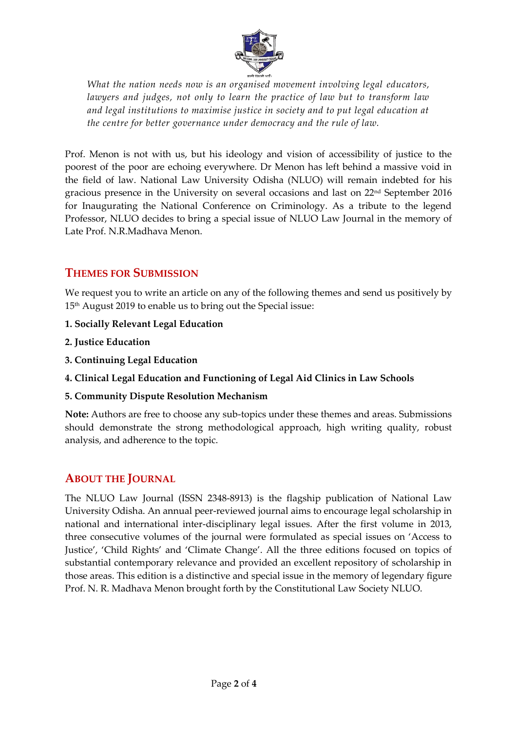*What the nation needs now is an organised movement involving legal educators, lawyers and judges, not only to learn the practice of law but to transform law and legal institutions to maximise justice in society and to put legal education at the centre for better governance under democracy and the rule of law.*

Prof. Menon is not with us, but his ideology and vision of accessibility of justice to the poorest of the poor are echoing everywhere. Dr Menon has left behind a massive void in the field of law. National Law University Odisha (NLUO) will remain indebted for his gracious presence in the University on several occasions and last on 22nd September 2016 for Inaugurating the National Conference on Criminology. As a tribute to the legend Professor, NLUO decides to bring a special issue of NLUO Law Journal in the memory of Late Prof. N.R.Madhava Menon.

## THEMES FOR SUBMISSION

We request you to write an article on any of the following themes and send us positively by 15th August 2019 to enable us to bring out the Special issue:

**1. Socially Relevant Legal Education**

**2. Justice Education**

**3. Continuing Legal Education**

**4. Clinical Legal Education and Functioning of Legal Aid Clinics in Law Schools**

**5. Community Dispute Resolution Mechanism**

**Note:** Authors are free to choose any sub-topics under these themes and areas. Submissions should demonstrate the strong methodological approach, high writing quality, robust analysis, and adherence to the topic.

## ABOUT THE JOURNAL

The NLUO Law Journal (ISSN 2348-8913) is the flagship publication of National Law University Odisha. An annual peer-reviewed journal aims to encourage legal scholarship in national and international inter-disciplinary legal issues. After the first volume in 2013, three consecutive volumes of the journal were formulated as special issues on 'Access to Justice', 'Child Rights' and 'Climate Change'. All the three editions focused on topics of substantial contemporary relevance and provided an excellent repository of scholarship in those areas. This edition is a distinctive and special issue in the memory of legendary figure Prof. N. R. Madhava Menon brought forth by the Constitutional Law Society NLUO.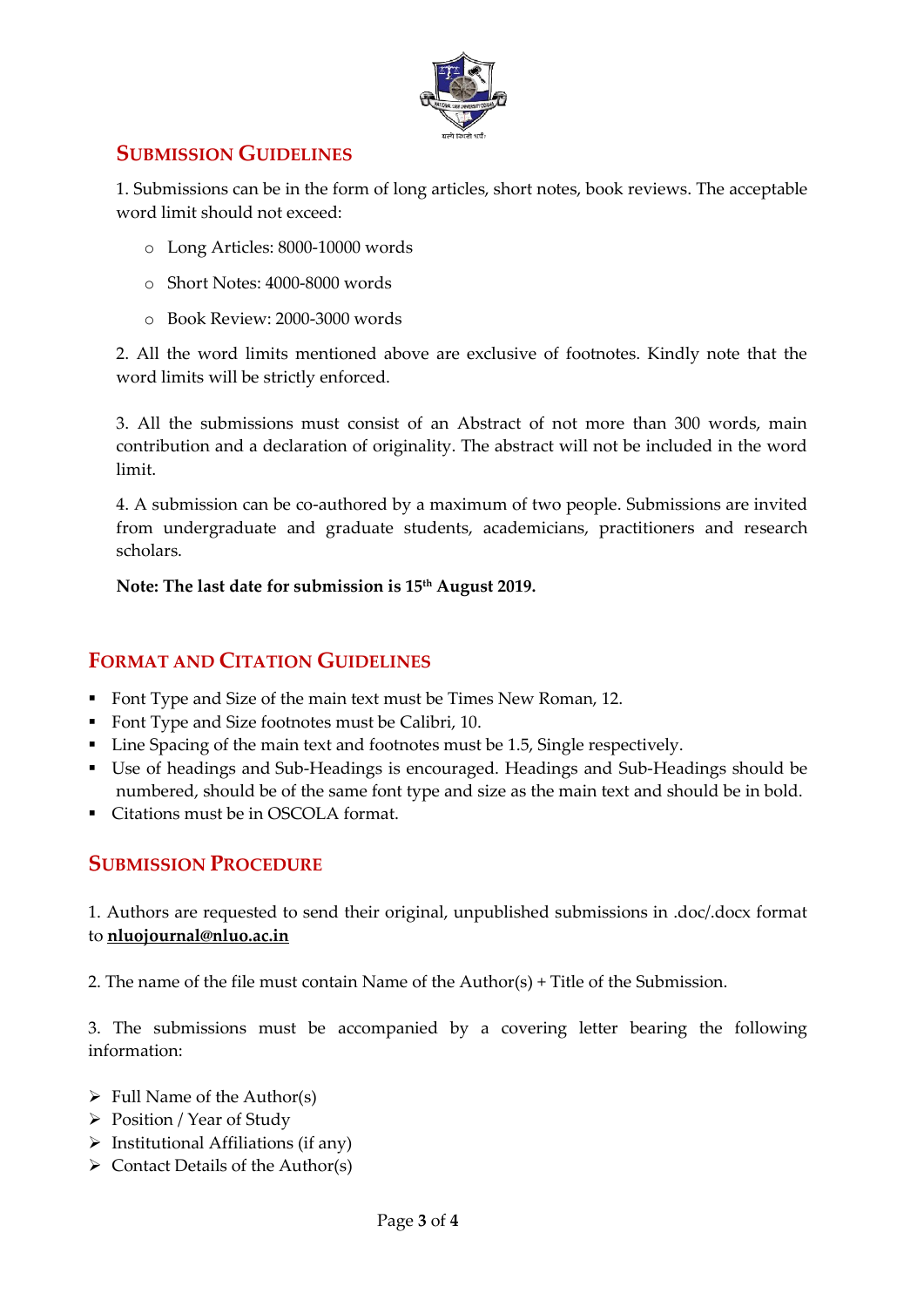## SUBMISSION GUIDELINES

1. Submissions can be in the form of long articles, short notes, book reviews. The acceptable word limit should not exceed:

   - Long Articles: 8000-10000 words
   - Short Notes: 4000-8000 words
   - Book Review: 2000-3000 words

2. All the word limits mentioned above are exclusive of footnotes. Kindly note that the word limits will be strictly enforced.

3. All the submissions must consist of an Abstract of not more than 300 words, main contribution and a declaration of originality. The abstract will not be included in the word limit.

4. A submission can be co-authored by a maximum of two people. Submissions are invited from undergraduate and graduate students, academicians, practitioners and research scholars.

**Note: The last date for submission is 15th August 2019.**

## FORMAT AND CITATION GUIDELINES

- Font Type and Size of the main text must be Times New Roman, 12.
- Font Type and Size footnotes must be Calibri, 10.
- Line Spacing of the main text and footnotes must be 1.5, Single respectively.
- Use of headings and Sub-Headings is encouraged. Headings and Sub-Headings should be numbered, should be of the same font type and size as the main text and should be in bold.
- Citations must be in OSCOLA format.

## SUBMISSION PROCEDURE

1. Authors are requested to send their original, unpublished submissions in .doc/.docx format to **nluojournal@nluo.ac.in**

2. The name of the file must contain Name of the Author(s) + Title of the Submission.

3. The submissions must be accompanied by a covering letter bearing the following information:

- Full Name of the Author(s)
- Position / Year of Study
- Institutional Affiliations (if any)
- Contact Details of the Author(s)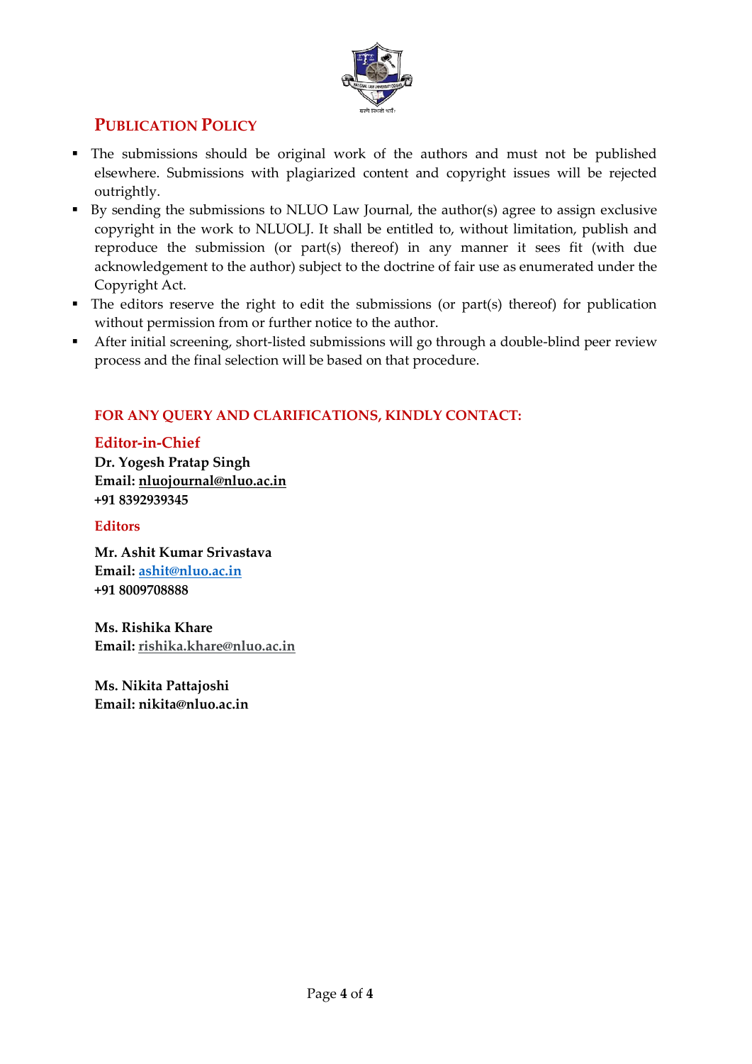## Publication Policy

- The submissions should be original work of the authors and must not be published elsewhere. Submissions with plagiarized content and copyright issues will be rejected outrightly.
- By sending the submissions to NLUO Law Journal, the author(s) agree to assign exclusive copyright in the work to NLUOLJ. It shall be entitled to, without limitation, publish and reproduce the submission (or part(s) thereof) in any manner it sees fit (with due acknowledgement to the author) subject to the doctrine of fair use as enumerated under the Copyright Act.
- The editors reserve the right to edit the submissions (or part(s) thereof) for publication without permission from or further notice to the author.
- After initial screening, short-listed submissions will go through a double-blind peer review process and the final selection will be based on that procedure.

### FOR ANY QUERY AND CLARIFICATIONS, KINDLY CONTACT:

#### Editor-in-Chief

**Dr. Yogesh Pratap Singh**
**Email: nluojournal@nluo.ac.in**
**+91 8392939345**

#### Editors

**Mr. Ashit Kumar Srivastava**
**Email: ashit@nluo.ac.in**
**+91 8009708888**

**Ms. Rishika Khare**
**Email: rishika.khare@nluo.ac.in**

**Ms. Nikita Pattajoshi**
**Email: nikita@nluo.ac.in**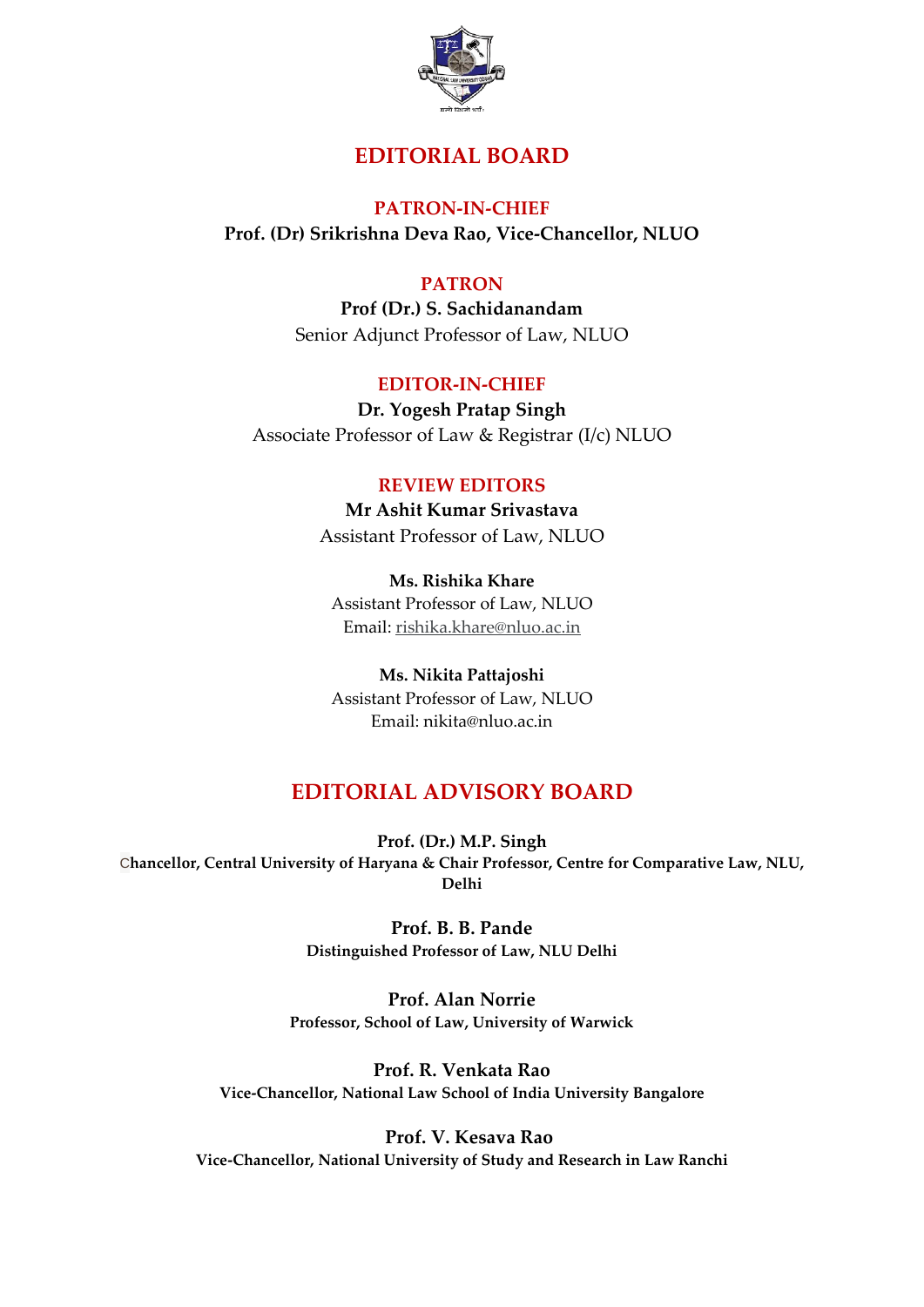# EDITORIAL BOARD

## PATRON-IN-CHIEF

**Prof. (Dr) Srikrishna Deva Rao, Vice-Chancellor, NLUO**

## PATRON

**Prof (Dr.) S. Sachidanandam**
Senior Adjunct Professor of Law, NLUO

## EDITOR-IN-CHIEF

**Dr. Yogesh Pratap Singh**
Associate Professor of Law & Registrar (I/c) NLUO

## REVIEW EDITORS

**Mr Ashit Kumar Srivastava**
Assistant Professor of Law, NLUO

**Ms. Rishika Khare**
Assistant Professor of Law, NLUO
Email: rishika.khare@nluo.ac.in

**Ms. Nikita Pattajoshi**
Assistant Professor of Law, NLUO
Email: nikita@nluo.ac.in

# EDITORIAL ADVISORY BOARD

**Prof. (Dr.) M.P. Singh**
**Chancellor, Central University of Haryana & Chair Professor, Centre for Comparative Law, NLU, Delhi**

**Prof. B. B. Pande**
**Distinguished Professor of Law, NLU Delhi**

**Prof. Alan Norrie**
**Professor, School of Law, University of Warwick**

**Prof. R. Venkata Rao**
**Vice-Chancellor, National Law School of India University Bangalore**

**Prof. V. Kesava Rao**
**Vice-Chancellor, National University of Study and Research in Law Ranchi**